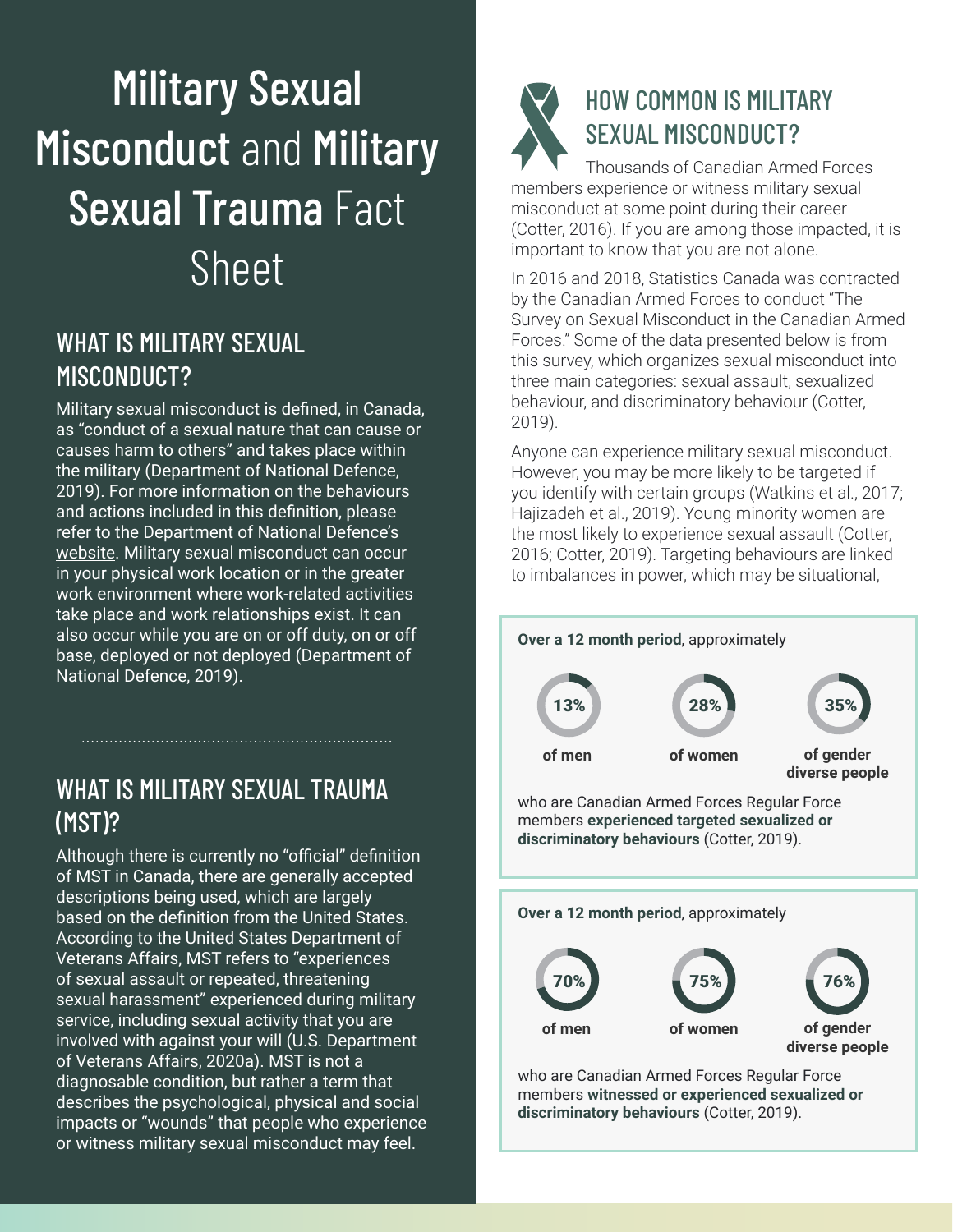# Military Sexual Misconduct and Military Sexual Trauma Fact Sheet

## WHAT IS MILITARY SEXUAL MISCONDUCT?

Military sexual misconduct is defined, in Canada, as "conduct of a sexual nature that can cause or causes harm to others" and takes place within the military (Department of National Defence, 2019). For more information on the behaviours and actions included in this definition, please refer to the Department of National Defence's website. Military sexual misconduct can occur in your physical work location or in the greater work environment where work-related activities take place and work relationships exist. It can also occur while you are on or off duty, on or off base, deployed or not deployed (Department of National Defence, 2019).

## WHAT IS MILITARY SEXUAL TRAUMA (MST)?

Although there is currently no "official" definition of MST in Canada, there are generally accepted descriptions being used, which are largely based on the definition from the United States. According to the United States Department of Veterans Affairs, MST refers to "experiences of sexual assault or repeated, threatening sexual harassment" experienced during military service, including sexual activity that you are involved with against your will (U.S. Department of Veterans Affairs, 2020a). MST is not a diagnosable condition, but rather a term that describes the psychological, physical and social impacts or "wounds" that people who experience or witness military sexual misconduct may feel.

## HOW COMMON IS MILITARY SEXUAL MISCONDUCT?

Thousands of Canadian Armed Forces members experience or witness military sexual misconduct at some point during their career (Cotter, 2016). If you are among those impacted, it is important to know that you are not alone.

In 2016 and 2018, Statistics Canada was contracted by the Canadian Armed Forces to conduct "The Survey on Sexual Misconduct in the Canadian Armed Forces." Some of the data presented below is from this survey, which organizes sexual misconduct into three main categories: sexual assault, sexualized behaviour, and discriminatory behaviour (Cotter, 2019).

Anyone can experience military sexual misconduct. However, you may be more likely to be targeted if you identify with certain groups (Watkins et al., 2017; Hajizadeh et al., 2019). Young minority women are the most likely to experience sexual assault (Cotter, 2016; Cotter, 2019). Targeting behaviours are linked to imbalances in power, which may be situational,

**Over a 12 month period**, approximately

- **13%** of men
- **28%** of women
- **35%** of gender diverse people

who are Canadian Armed Forces Regular Force members **experienced targeted sexualized or discriminatory behaviours** (Cotter, 2019).

**Over a 12 month period**, approximately

- **70%** of men
- **75%** of women
- **76%** of gender diverse people

who are Canadian Armed Forces Regular Force members **witnessed or experienced sexualized or discriminatory behaviours** (Cotter, 2019).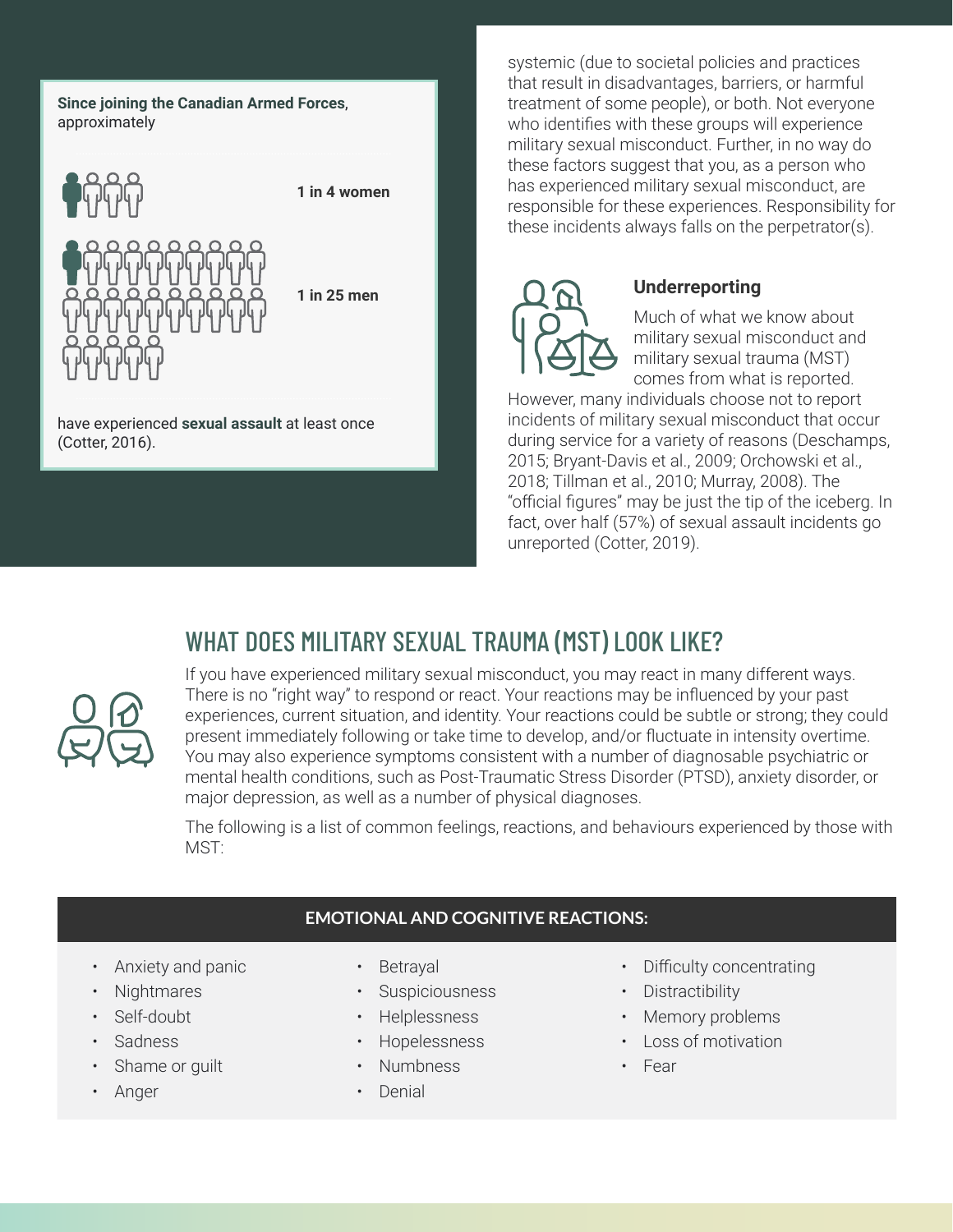**Since joining the Canadian Armed Forces,** approximately

**1 in 4 women**

**1 in 25 men**

have experienced **sexual assault** at least once (Cotter, 2016).

systemic (due to societal policies and practices that result in disadvantages, barriers, or harmful treatment of some people), or both. Not everyone who identifies with these groups will experience military sexual misconduct. Further, in no way do these factors suggest that you, as a person who has experienced military sexual misconduct, are responsible for these experiences. Responsibility for these incidents always falls on the perpetrator(s).

### Underreporting

Much of what we know about military sexual misconduct and military sexual trauma (MST) comes from what is reported. However, many individuals choose not to report incidents of military sexual misconduct that occur during service for a variety of reasons (Deschamps, 2015; Bryant-Davis et al., 2009; Orchowski et al., 2018; Tillman et al., 2010; Murray, 2008). The "official figures" may be just the tip of the iceberg. In fact, over half (57%) of sexual assault incidents go unreported (Cotter, 2019).

## WHAT DOES MILITARY SEXUAL TRAUMA (MST) LOOK LIKE?

If you have experienced military sexual misconduct, you may react in many different ways. There is no "right way" to respond or react. Your reactions may be influenced by your past experiences, current situation, and identity. Your reactions could be subtle or strong; they could present immediately following or take time to develop, and/or fluctuate in intensity overtime. You may also experience symptoms consistent with a number of diagnosable psychiatric or mental health conditions, such as Post-Traumatic Stress Disorder (PTSD), anxiety disorder, or major depression, as well as a number of physical diagnoses.

The following is a list of common feelings, reactions, and behaviours experienced by those with MST:

### EMOTIONAL AND COGNITIVE REACTIONS:

- Anxiety and panic
- Nightmares
- Self-doubt
- Sadness
- Shame or guilt
- Anger
- Betrayal
- Suspiciousness
- Helplessness
- Hopelessness
- Numbness
- Denial
- Difficulty concentrating
- Distractibility
- Memory problems
- Loss of motivation
- Fear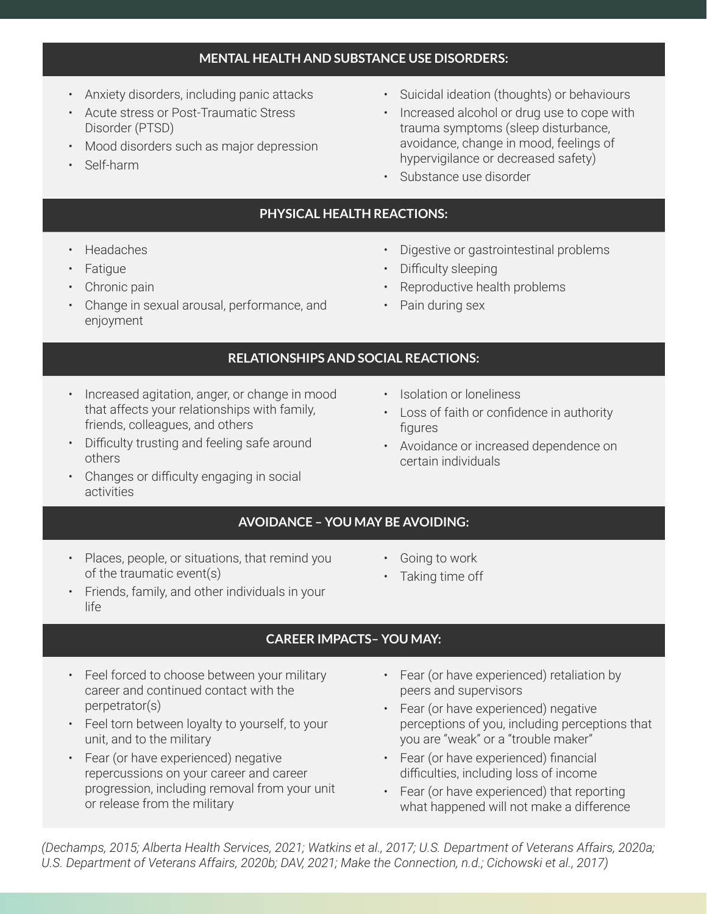## MENTAL HEALTH AND SUBSTANCE USE DISORDERS:

- Anxiety disorders, including panic attacks
- Acute stress or Post-Traumatic Stress Disorder (PTSD)
- Mood disorders such as major depression
- Self-harm
- Suicidal ideation (thoughts) or behaviours
- Increased alcohol or drug use to cope with trauma symptoms (sleep disturbance, avoidance, change in mood, feelings of hypervigilance or decreased safety)
- Substance use disorder

## PHYSICAL HEALTH REACTIONS:

- Headaches
- Fatigue
- Chronic pain
- Change in sexual arousal, performance, and enjoyment
- Digestive or gastrointestinal problems
- Difficulty sleeping
- Reproductive health problems
- Pain during sex

## RELATIONSHIPS AND SOCIAL REACTIONS:

- Increased agitation, anger, or change in mood that affects your relationships with family, friends, colleagues, and others
- Difficulty trusting and feeling safe around others
- Changes or difficulty engaging in social activities
- Isolation or loneliness
- Loss of faith or confidence in authority figures
- Avoidance or increased dependence on certain individuals

## AVOIDANCE – YOU MAY BE AVOIDING:

- Places, people, or situations, that remind you of the traumatic event(s)
- Friends, family, and other individuals in your life
- Going to work
- Taking time off

## CAREER IMPACTS– YOU MAY:

- Feel forced to choose between your military career and continued contact with the perpetrator(s)
- Feel torn between loyalty to yourself, to your unit, and to the military
- Fear (or have experienced) negative repercussions on your career and career progression, including removal from your unit or release from the military
- Fear (or have experienced) retaliation by peers and supervisors
- Fear (or have experienced) negative perceptions of you, including perceptions that you are "weak" or a "trouble maker"
- Fear (or have experienced) financial difficulties, including loss of income
- Fear (or have experienced) that reporting what happened will not make a difference

*(Dechamps, 2015; Alberta Health Services, 2021; Watkins et al., 2017; U.S. Department of Veterans Affairs, 2020a; U.S. Department of Veterans Affairs, 2020b; DAV, 2021; Make the Connection, n.d.; Cichowski et al., 2017)*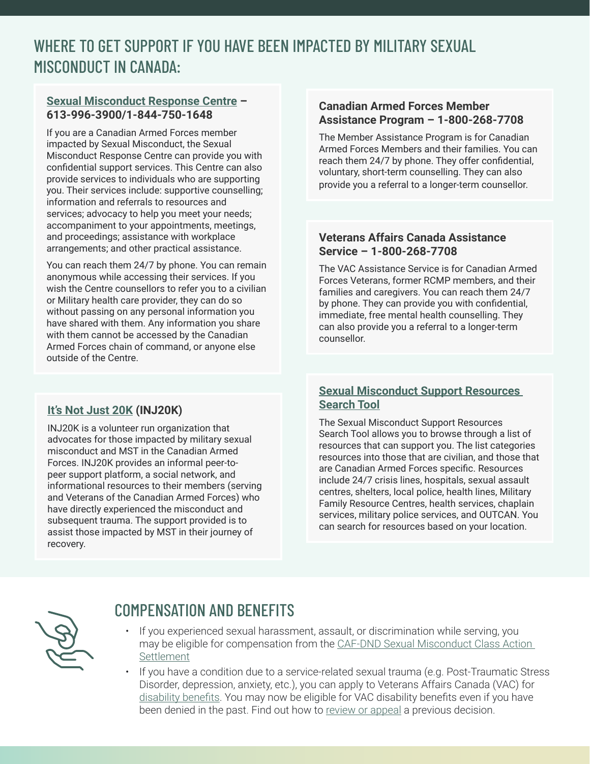## WHERE TO GET SUPPORT IF YOU HAVE BEEN IMPACTED BY MILITARY SEXUAL MISCONDUCT IN CANADA:

### Sexual Misconduct Response Centre – 613-996-3900/1-844-750-1648

If you are a Canadian Armed Forces member impacted by Sexual Misconduct, the Sexual Misconduct Response Centre can provide you with confidential support services. This Centre can also provide services to individuals who are supporting you. Their services include: supportive counselling; information and referrals to resources and services; advocacy to help you meet your needs; accompaniment to your appointments, meetings, and proceedings; assistance with workplace arrangements; and other practical assistance.

You can reach them 24/7 by phone. You can remain anonymous while accessing their services. If you wish the Centre counsellors to refer you to a civilian or Military health care provider, they can do so without passing on any personal information you have shared with them. Any information you share with them cannot be accessed by the Canadian Armed Forces chain of command, or anyone else outside of the Centre.

### It's Not Just 20K (INJ20K)

INJ20K is a volunteer run organization that advocates for those impacted by military sexual misconduct and MST in the Canadian Armed Forces. INJ20K provides an informal peer-to-peer support platform, a social network, and informational resources to their members (serving and Veterans of the Canadian Armed Forces) who have directly experienced the misconduct and subsequent trauma. The support provided is to assist those impacted by MST in their journey of recovery.

### Canadian Armed Forces Member Assistance Program – 1-800-268-7708

The Member Assistance Program is for Canadian Armed Forces Members and their families. You can reach them 24/7 by phone. They offer confidential, voluntary, short-term counselling. They can also provide you a referral to a longer-term counsellor.

### Veterans Affairs Canada Assistance Service – 1-800-268-7708

The VAC Assistance Service is for Canadian Armed Forces Veterans, former RCMP members, and their families and caregivers. You can reach them 24/7 by phone. They can provide you with confidential, immediate, free mental health counselling. They can also provide you a referral to a longer-term counsellor.

### Sexual Misconduct Support Resources Search Tool

The Sexual Misconduct Support Resources Search Tool allows you to browse through a list of resources that can support you. The list categories resources into those that are civilian, and those that are Canadian Armed Forces specific. Resources include 24/7 crisis lines, hospitals, sexual assault centres, shelters, local police, health lines, Military Family Resource Centres, health services, chaplain services, military police services, and OUTCAN. You can search for resources based on your location.

## COMPENSATION AND BENEFITS

- If you experienced sexual harassment, assault, or discrimination while serving, you may be eligible for compensation from the CAF-DND Sexual Misconduct Class Action Settlement
- If you have a condition due to a service-related sexual trauma (e.g. Post-Traumatic Stress Disorder, depression, anxiety, etc.), you can apply to Veterans Affairs Canada (VAC) for disability benefits. You may now be eligible for VAC disability benefits even if you have been denied in the past. Find out how to review or appeal a previous decision.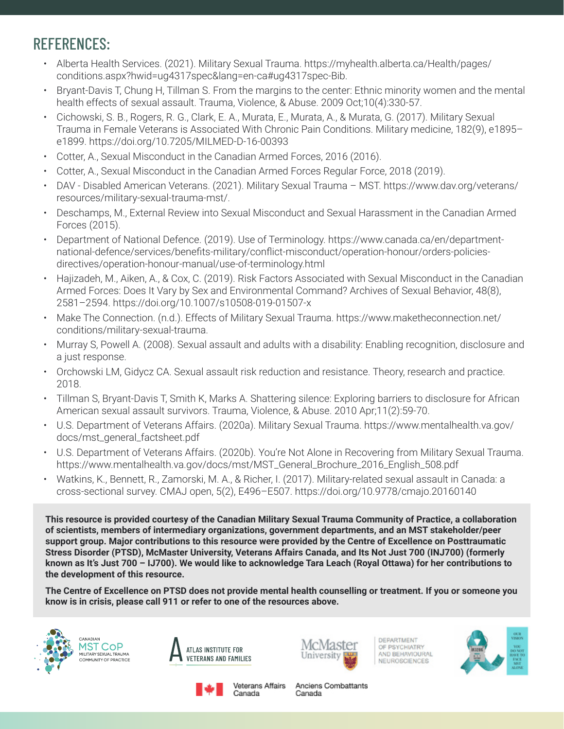## REFERENCES:

- Alberta Health Services. (2021). Military Sexual Trauma. https://myhealth.alberta.ca/Health/pages/conditions.aspx?hwid=ug4317spec&lang=en-ca#ug4317spec-Bib.
- Bryant-Davis T, Chung H, Tillman S. From the margins to the center: Ethnic minority women and the mental health effects of sexual assault. Trauma, Violence, & Abuse. 2009 Oct;10(4):330-57.
- Cichowski, S. B., Rogers, R. G., Clark, E. A., Murata, E., Murata, A., & Murata, G. (2017). Military Sexual Trauma in Female Veterans is Associated With Chronic Pain Conditions. Military medicine, 182(9), e1895–e1899. https://doi.org/10.7205/MILMED-D-16-00393
- Cotter, A., Sexual Misconduct in the Canadian Armed Forces, 2016 (2016).
- Cotter, A., Sexual Misconduct in the Canadian Armed Forces Regular Force, 2018 (2019).
- DAV - Disabled American Veterans. (2021). Military Sexual Trauma – MST. https://www.dav.org/veterans/resources/military-sexual-trauma-mst/.
- Deschamps, M., External Review into Sexual Misconduct and Sexual Harassment in the Canadian Armed Forces (2015).
- Department of National Defence. (2019). Use of Terminology. https://www.canada.ca/en/department-national-defence/services/benefits-military/conflict-misconduct/operation-honour/orders-policies-directives/operation-honour-manual/use-of-terminology.html
- Hajizadeh, M., Aiken, A., & Cox, C. (2019). Risk Factors Associated with Sexual Misconduct in the Canadian Armed Forces: Does It Vary by Sex and Environmental Command? Archives of Sexual Behavior, 48(8), 2581–2594. https://doi.org/10.1007/s10508-019-01507-x
- Make The Connection. (n.d.). Effects of Military Sexual Trauma. https://www.maketheconnection.net/conditions/military-sexual-trauma.
- Murray S, Powell A. (2008). Sexual assault and adults with a disability: Enabling recognition, disclosure and a just response.
- Orchowski LM, Gidycz CA. Sexual assault risk reduction and resistance. Theory, research and practice. 2018.
- Tillman S, Bryant-Davis T, Smith K, Marks A. Shattering silence: Exploring barriers to disclosure for African American sexual assault survivors. Trauma, Violence, & Abuse. 2010 Apr;11(2):59-70.
- U.S. Department of Veterans Affairs. (2020a). Military Sexual Trauma. https://www.mentalhealth.va.gov/docs/mst_general_factsheet.pdf
- U.S. Department of Veterans Affairs. (2020b). You're Not Alone in Recovering from Military Sexual Trauma. https://www.mentalhealth.va.gov/docs/mst/MST_General_Brochure_2016_English_508.pdf
- Watkins, K., Bennett, R., Zamorski, M. A., & Richer, I. (2017). Military-related sexual assault in Canada: a cross-sectional survey. CMAJ open, 5(2), E496–E507. https://doi.org/10.9778/cmajo.20160140

**This resource is provided courtesy of the Canadian Military Sexual Trauma Community of Practice, a collaboration of scientists, members of intermediary organizations, government departments, and an MST stakeholder/peer support group. Major contributions to this resource were provided by the Centre of Excellence on Posttraumatic Stress Disorder (PTSD), McMaster University, Veterans Affairs Canada, and Its Not Just 700 (INJ700) (formerly known as It's Just 700 – IJ700). We would like to acknowledge Tara Leach (Royal Ottawa) for her contributions to the development of this resource.**

**The Centre of Excellence on PTSD does not provide mental health counselling or treatment. If you or someone you know is in crisis, please call 911 or refer to one of the resources above.**

Canadian MST CoP Military Sexual Trauma Community of Practice

Atlas Institute for Veterans and Families

McMaster University

Department of Psychiatry and Behavioural Neurosciences

Veterans Affairs Canada / Anciens Combattants Canada